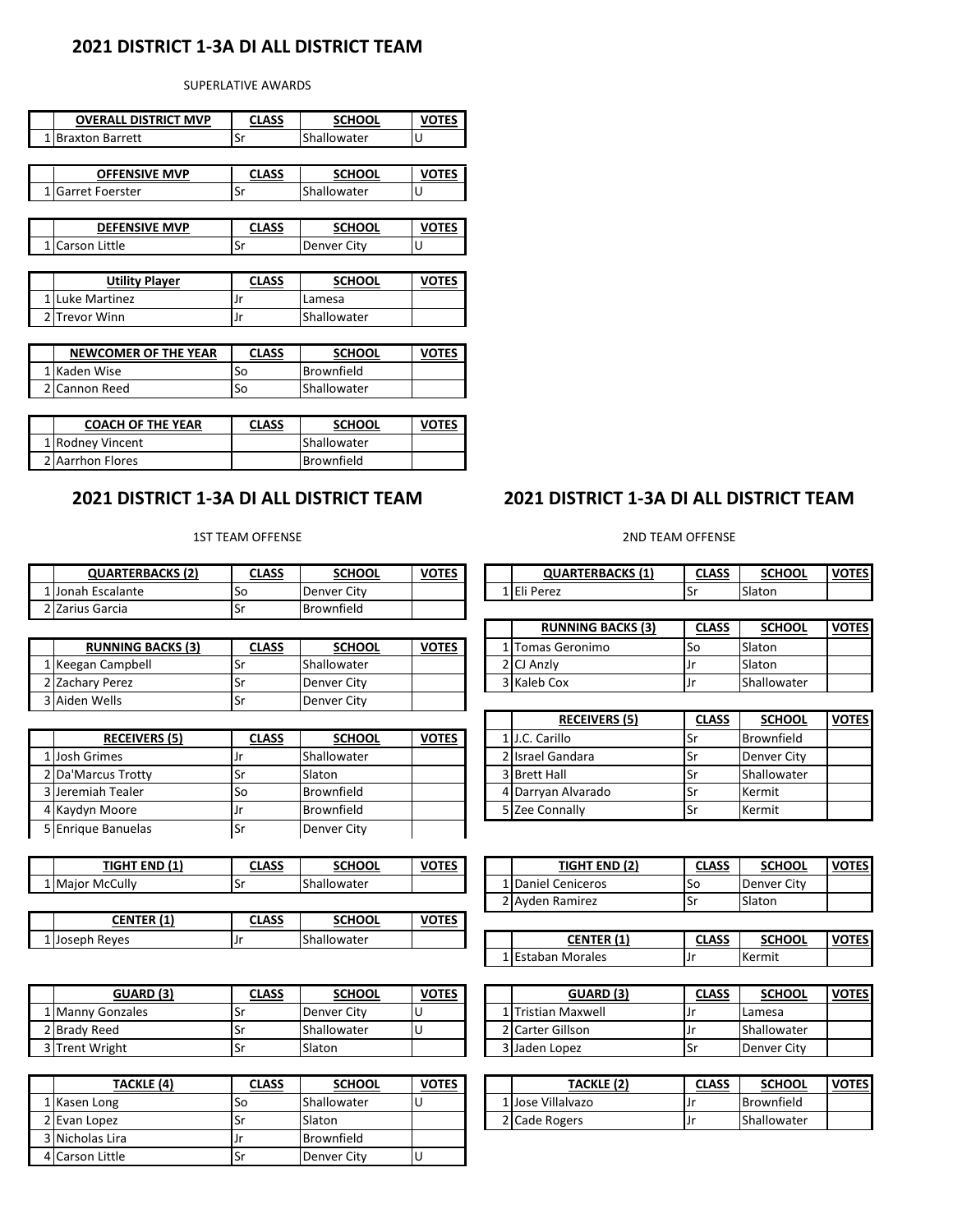## 2021 DISTRICT 1-3A DI ALL DISTRICT TEAM

SUPERLATIVE AWARDS

| | OVERALL DISTRICT MVP | CLASS | SCHOOL | VOTES |
|---|---|---|---|---|
| 1 | Braxton Barrett | Sr | Shallowater | U |

| | OFFENSIVE MVP | CLASS | SCHOOL | VOTES |
|---|---|---|---|---|
| 1 | Garret Foerster | Sr | Shallowater | U |

| | DEFENSIVE MVP | CLASS | SCHOOL | VOTES |
|---|---|---|---|---|
| 1 | Carson Little | Sr | Denver City | U |

| | Utility Player | CLASS | SCHOOL | VOTES |
|---|---|---|---|---|
| 1 | Luke Martinez | Jr | Lamesa | |
| 2 | Trevor Winn | Jr | Shallowater | |

| | NEWCOMER OF THE YEAR | CLASS | SCHOOL | VOTES |
|---|---|---|---|---|
| 1 | Kaden Wise | So | Brownfield | |
| 2 | Cannon Reed | So | Shallowater | |

| | COACH OF THE YEAR | CLASS | SCHOOL | VOTES |
|---|---|---|---|---|
| 1 | Rodney Vincent | | Shallowater | |
| 2 | Aarrhon Flores | | Brownfield | |

## 2021 DISTRICT 1-3A DI ALL DISTRICT TEAM

1ST TEAM OFFENSE

| | QUARTERBACKS (2) | CLASS | SCHOOL | VOTES |
|---|---|---|---|---|
| 1 | Jonah Escalante | So | Denver City | |
| 2 | Zarius Garcia | Sr | Brownfield | |

| | RUNNING BACKS (3) | CLASS | SCHOOL | VOTES |
|---|---|---|---|---|
| 1 | Keegan Campbell | Sr | Shallowater | |
| 2 | Zachary Perez | Sr | Denver City | |
| 3 | Aiden Wells | Sr | Denver City | |

| | RECEIVERS (5) | CLASS | SCHOOL | VOTES |
|---|---|---|---|---|
| 1 | Josh Grimes | Jr | Shallowater | |
| 2 | Da'Marcus Trotty | Sr | Slaton | |
| 3 | Jeremiah Tealer | So | Brownfield | |
| 4 | Kaydyn Moore | Jr | Brownfield | |
| 5 | Enrique Banuelas | Sr | Denver City | |

| | TIGHT END (1) | CLASS | SCHOOL | VOTES |
|---|---|---|---|---|
| 1 | Major McCully | Sr | Shallowater | |

| | CENTER (1) | CLASS | SCHOOL | VOTES |
|---|---|---|---|---|
| 1 | Joseph Reyes | Jr | Shallowater | |

| | GUARD (3) | CLASS | SCHOOL | VOTES |
|---|---|---|---|---|
| 1 | Manny Gonzales | Sr | Denver City | U |
| 2 | Brady Reed | Sr | Shallowater | U |
| 3 | Trent Wright | Sr | Slaton | |

| | TACKLE (4) | CLASS | SCHOOL | VOTES |
|---|---|---|---|---|
| 1 | Kasen Long | So | Shallowater | U |
| 2 | Evan Lopez | Sr | Slaton | |
| 3 | Nicholas Lira | Jr | Brownfield | |
| 4 | Carson Little | Sr | Denver City | U |

## 2021 DISTRICT 1-3A DI ALL DISTRICT TEAM

2ND TEAM OFFENSE

| | QUARTERBACKS (1) | CLASS | SCHOOL | VOTES |
|---|---|---|---|---|
| 1 | Eli Perez | Sr | Slaton | |

| | RUNNING BACKS (3) | CLASS | SCHOOL | VOTES |
|---|---|---|---|---|
| 1 | Tomas Geronimo | So | Slaton | |
| 2 | CJ Anzly | Jr | Slaton | |
| 3 | Kaleb Cox | Jr | Shallowater | |

| | RECEIVERS (5) | CLASS | SCHOOL | VOTES |
|---|---|---|---|---|
| 1 | J.C. Carillo | Sr | Brownfield | |
| 2 | Israel Gandara | Sr | Denver City | |
| 3 | Brett Hall | Sr | Shallowater | |
| 4 | Darryan Alvarado | Sr | Kermit | |
| 5 | Zee Connally | Sr | Kermit | |

| | TIGHT END (2) | CLASS | SCHOOL | VOTES |
|---|---|---|---|---|
| 1 | Daniel Ceniceros | So | Denver City | |
| 2 | Ayden Ramirez | Sr | Slaton | |

| | CENTER (1) | CLASS | SCHOOL | VOTES |
|---|---|---|---|---|
| 1 | Estaban Morales | Jr | Kermit | |

| | GUARD (3) | CLASS | SCHOOL | VOTES |
|---|---|---|---|---|
| 1 | Tristian Maxwell | Jr | Lamesa | |
| 2 | Carter Gillson | Jr | Shallowater | |
| 3 | Jaden Lopez | Sr | Denver City | |

| | TACKLE (2) | CLASS | SCHOOL | VOTES |
|---|---|---|---|---|
| 1 | Jose Villalvazo | Jr | Brownfield | |
| 2 | Cade Rogers | Jr | Shallowater | |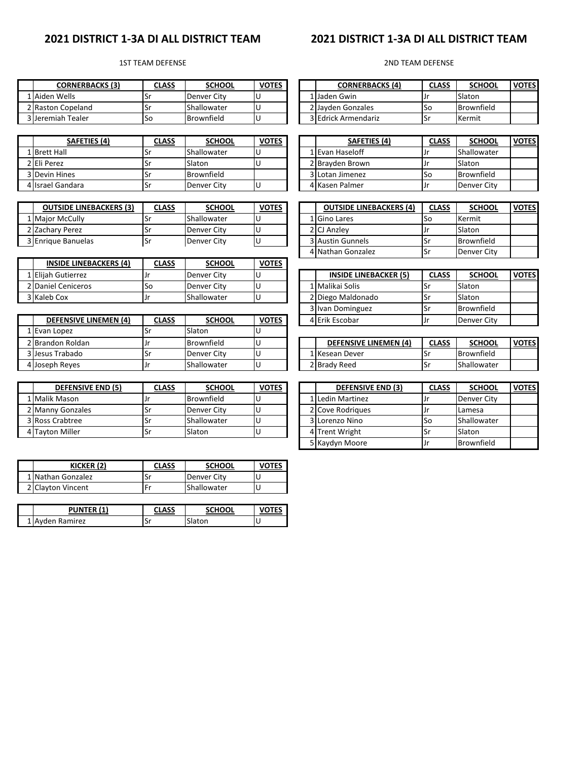# 2021 DISTRICT 1-3A DI ALL DISTRICT TEAM

## 1ST TEAM DEFENSE

| | CORNERBACKS (3) | CLASS | SCHOOL | VOTES |
|---|---|---|---|---|
| 1 | Aiden Wells | Sr | Denver City | U |
| 2 | Raston Copeland | Sr | Shallowater | U |
| 3 | Jeremiah Tealer | So | Brownfield | U |

| | SAFETIES (4) | CLASS | SCHOOL | VOTES |
|---|---|---|---|---|
| 1 | Brett Hall | Sr | Shallowater | U |
| 2 | Eli Perez | Sr | Slaton | U |
| 3 | Devin Hines | Sr | Brownfield | |
| 4 | Israel Gandara | Sr | Denver City | U |

| | OUTSIDE LINEBACKERS (3) | CLASS | SCHOOL | VOTES |
|---|---|---|---|---|
| 1 | Major McCully | Sr | Shallowater | U |
| 2 | Zachary Perez | Sr | Denver City | U |
| 3 | Enrique Banuelas | Sr | Denver City | U |

| | INSIDE LINEBACKERS (4) | CLASS | SCHOOL | VOTES |
|---|---|---|---|---|
| 1 | Elijah Gutierrez | Jr | Denver City | U |
| 2 | Daniel Ceniceros | So | Denver City | U |
| 3 | Kaleb Cox | Jr | Shallowater | U |

| | DEFENSIVE LINEMEN (4) | CLASS | SCHOOL | VOTES |
|---|---|---|---|---|
| 1 | Evan Lopez | Sr | Slaton | U |
| 2 | Brandon Roldan | Jr | Brownfield | U |
| 3 | Jesus Trabado | Sr | Denver City | U |
| 4 | Joseph Reyes | Jr | Shallowater | U |

| | DEFENSIVE END (5) | CLASS | SCHOOL | VOTES |
|---|---|---|---|---|
| 1 | Malik Mason | Jr | Brownfield | U |
| 2 | Manny Gonzales | Sr | Denver City | U |
| 3 | Ross Crabtree | Sr | Shallowater | U |
| 4 | Tayton Miller | Sr | Slaton | U |

| | KICKER (2) | CLASS | SCHOOL | VOTES |
|---|---|---|---|---|
| 1 | Nathan Gonzalez | Sr | Denver City | U |
| 2 | Clayton Vincent | Fr | Shallowater | U |

| | PUNTER (1) | CLASS | SCHOOL | VOTES |
|---|---|---|---|---|
| 1 | Ayden Ramirez | Sr | Slaton | U |

# 2021 DISTRICT 1-3A DI ALL DISTRICT TEAM

## 2ND TEAM DEFENSE

| | CORNERBACKS (4) | CLASS | SCHOOL | VOTES |
|---|---|---|---|---|
| 1 | Jaden Gwin | Jr | Slaton | |
| 2 | Jayden Gonzales | So | Brownfield | |
| 3 | Edrick Armendariz | Sr | Kermit | |

| | SAFETIES (4) | CLASS | SCHOOL | VOTES |
|---|---|---|---|---|
| 1 | Evan Haseloff | Jr | Shallowater | |
| 2 | Brayden Brown | Jr | Slaton | |
| 3 | Lotan Jimenez | So | Brownfield | |
| 4 | Kasen Palmer | Jr | Denver City | |

| | OUTSIDE LINEBACKERS (4) | CLASS | SCHOOL | VOTES |
|---|---|---|---|---|
| 1 | Gino Lares | So | Kermit | |
| 2 | CJ Anzley | Jr | Slaton | |
| 3 | Austin Gunnels | Sr | Brownfield | |
| 4 | Nathan Gonzalez | Sr | Denver City | |

| | INSIDE LINEBACKER (5) | CLASS | SCHOOL | VOTES |
|---|---|---|---|---|
| 1 | Malikai Solis | Sr | Slaton | |
| 2 | Diego Maldonado | Sr | Slaton | |
| 3 | Ivan Dominguez | Sr | Brownfield | |
| 4 | Erik Escobar | Jr | Denver City | |

| | DEFENSIVE LINEMEN (4) | CLASS | SCHOOL | VOTES |
|---|---|---|---|---|
| 1 | Kesean Dever | Sr | Brownfield | |
| 2 | Brady Reed | Sr | Shallowater | |

| | DEFENSIVE END (3) | CLASS | SCHOOL | VOTES |
|---|---|---|---|---|
| 1 | Ledin Martinez | Jr | Denver City | |
| 2 | Cove Rodriques | Jr | Lamesa | |
| 3 | Lorenzo Nino | So | Shallowater | |
| 4 | Trent Wright | Sr | Slaton | |
| 5 | Kaydyn Moore | Jr | Brownfield | |